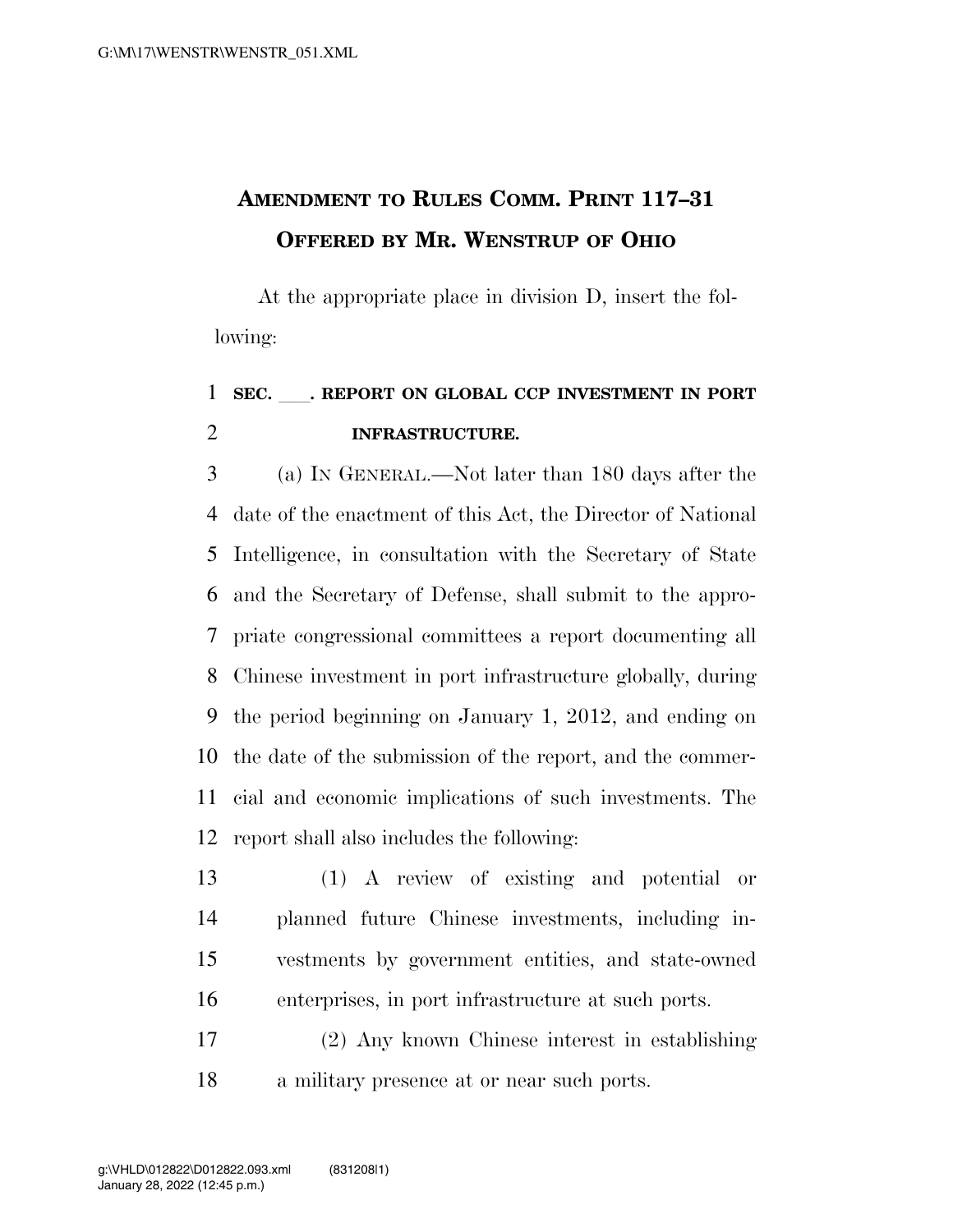# AMENDMENT TO RULES COMM. PRINT 117–31
## OFFERED BY MR. WENSTRUP OF OHIO

At the appropriate place in division D, insert the following:

**SEC. \_\_\_. REPORT ON GLOBAL CCP INVESTMENT IN PORT INFRASTRUCTURE.**

(a) IN GENERAL.—Not later than 180 days after the date of the enactment of this Act, the Director of National Intelligence, in consultation with the Secretary of State and the Secretary of Defense, shall submit to the appropriate congressional committees a report documenting all Chinese investment in port infrastructure globally, during the period beginning on January 1, 2012, and ending on the date of the submission of the report, and the commercial and economic implications of such investments. The report shall also includes the following:

(1) A review of existing and potential or planned future Chinese investments, including investments by government entities, and state-owned enterprises, in port infrastructure at such ports.

(2) Any known Chinese interest in establishing a military presence at or near such ports.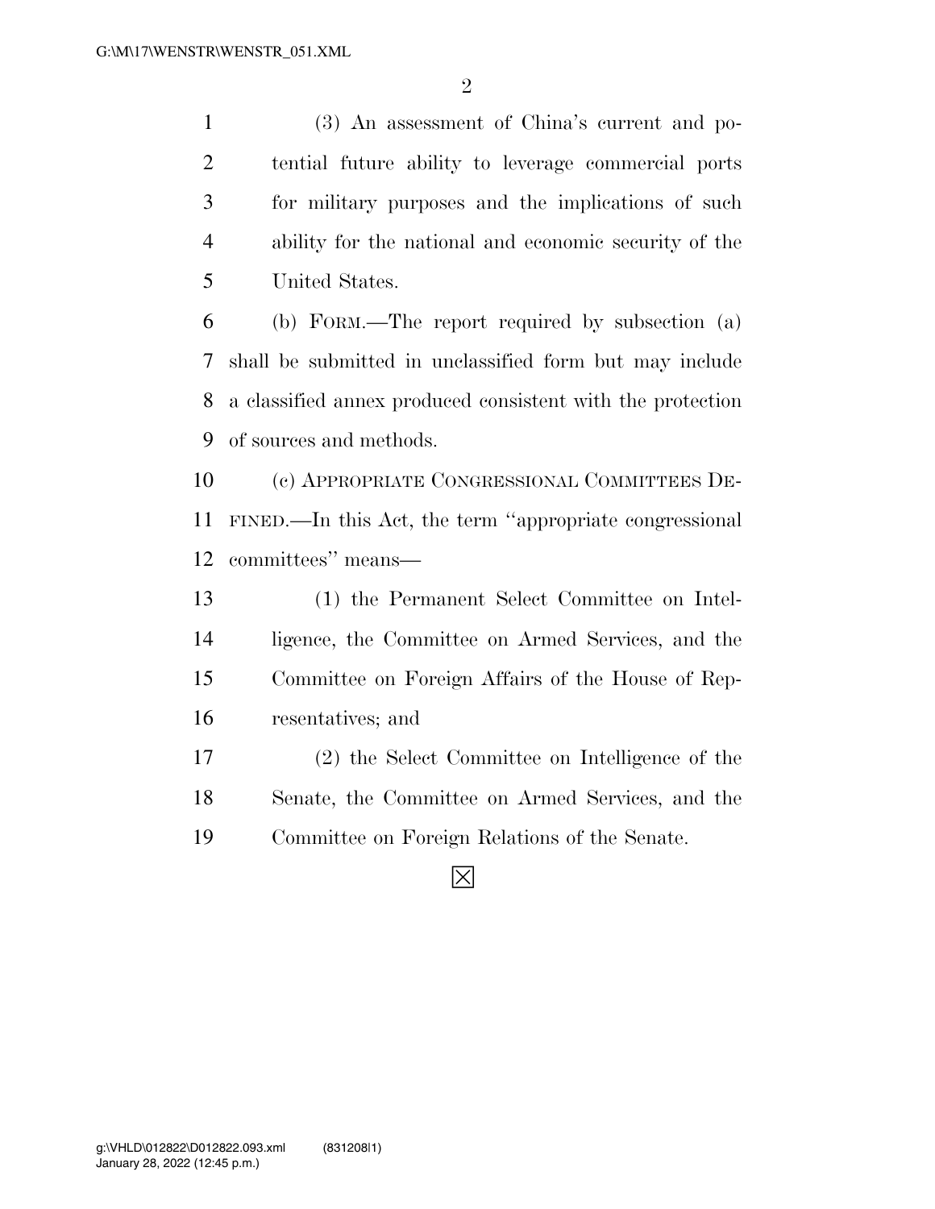(3) An assessment of China's current and potential future ability to leverage commercial ports for military purposes and the implications of such ability for the national and economic security of the United States.

(b) FORM.—The report required by subsection (a) shall be submitted in unclassified form but may include a classified annex produced consistent with the protection of sources and methods.

(c) APPROPRIATE CONGRESSIONAL COMMITTEES DEFINED.—In this Act, the term ''appropriate congressional committees'' means—

(1) the Permanent Select Committee on Intelligence, the Committee on Armed Services, and the Committee on Foreign Affairs of the House of Representatives; and

(2) the Select Committee on Intelligence of the Senate, the Committee on Armed Services, and the Committee on Foreign Relations of the Senate.